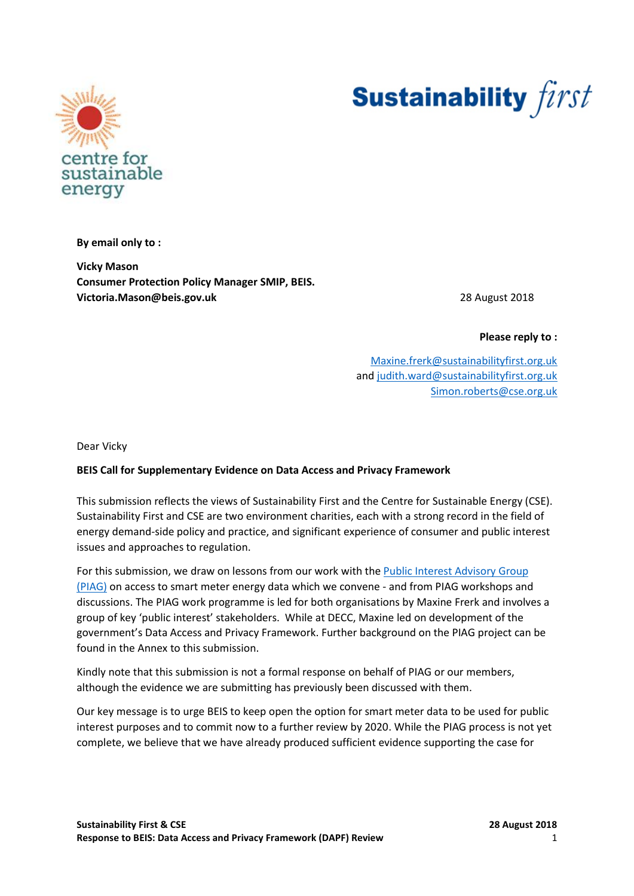**By email only to :**

**Vicky Mason**
**Consumer Protection Policy Manager SMIP, BEIS.**
**Victoria.Mason@beis.gov.uk**

28 August 2018

**Please reply to :**

Maxine.frerk@sustainabilityfirst.org.uk
and judith.ward@sustainabilityfirst.org.uk
Simon.roberts@cse.org.uk

Dear Vicky

**BEIS Call for Supplementary Evidence on Data Access and Privacy Framework**

This submission reflects the views of Sustainability First and the Centre for Sustainable Energy (CSE). Sustainability First and CSE are two environment charities, each with a strong record in the field of energy demand-side policy and practice, and significant experience of consumer and public interest issues and approaches to regulation.

For this submission, we draw on lessons from our work with the Public Interest Advisory Group (PIAG) on access to smart meter energy data which we convene - and from PIAG workshops and discussions. The PIAG work programme is led for both organisations by Maxine Frerk and involves a group of key 'public interest' stakeholders. While at DECC, Maxine led on development of the government's Data Access and Privacy Framework. Further background on the PIAG project can be found in the Annex to this submission.

Kindly note that this submission is not a formal response on behalf of PIAG or our members, although the evidence we are submitting has previously been discussed with them.

Our key message is to urge BEIS to keep open the option for smart meter data to be used for public interest purposes and to commit now to a further review by 2020. While the PIAG process is not yet complete, we believe that we have already produced sufficient evidence supporting the case for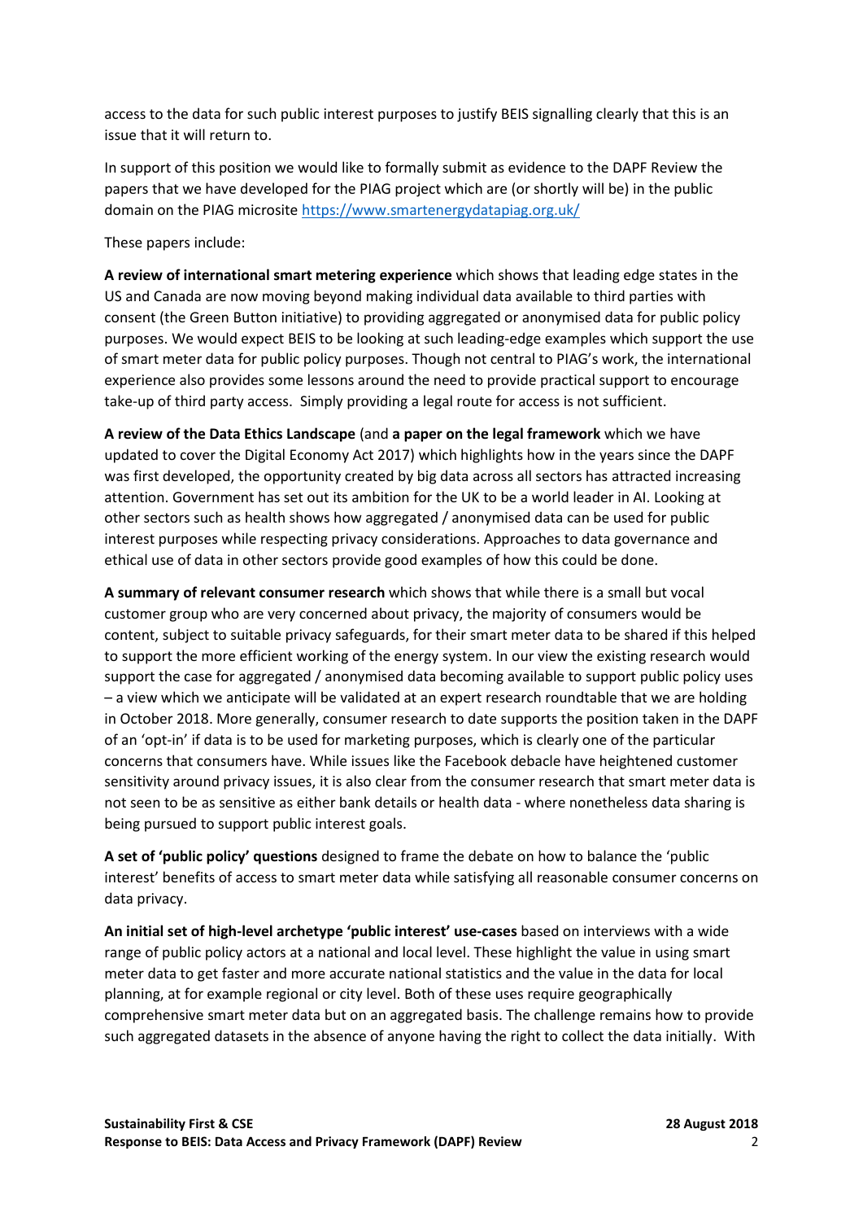access to the data for such public interest purposes to justify BEIS signalling clearly that this is an issue that it will return to.

In support of this position we would like to formally submit as evidence to the DAPF Review the papers that we have developed for the PIAG project which are (or shortly will be) in the public domain on the PIAG microsite https://www.smartenergydatapiag.org.uk/

These papers include:

**A review of international smart metering experience** which shows that leading edge states in the US and Canada are now moving beyond making individual data available to third parties with consent (the Green Button initiative) to providing aggregated or anonymised data for public policy purposes. We would expect BEIS to be looking at such leading-edge examples which support the use of smart meter data for public policy purposes. Though not central to PIAG's work, the international experience also provides some lessons around the need to provide practical support to encourage take-up of third party access. Simply providing a legal route for access is not sufficient.

**A review of the Data Ethics Landscape** (and **a paper on the legal framework** which we have updated to cover the Digital Economy Act 2017) which highlights how in the years since the DAPF was first developed, the opportunity created by big data across all sectors has attracted increasing attention. Government has set out its ambition for the UK to be a world leader in AI. Looking at other sectors such as health shows how aggregated / anonymised data can be used for public interest purposes while respecting privacy considerations. Approaches to data governance and ethical use of data in other sectors provide good examples of how this could be done.

**A summary of relevant consumer research** which shows that while there is a small but vocal customer group who are very concerned about privacy, the majority of consumers would be content, subject to suitable privacy safeguards, for their smart meter data to be shared if this helped to support the more efficient working of the energy system. In our view the existing research would support the case for aggregated / anonymised data becoming available to support public policy uses – a view which we anticipate will be validated at an expert research roundtable that we are holding in October 2018. More generally, consumer research to date supports the position taken in the DAPF of an 'opt-in' if data is to be used for marketing purposes, which is clearly one of the particular concerns that consumers have. While issues like the Facebook debacle have heightened customer sensitivity around privacy issues, it is also clear from the consumer research that smart meter data is not seen to be as sensitive as either bank details or health data - where nonetheless data sharing is being pursued to support public interest goals.

**A set of 'public policy' questions** designed to frame the debate on how to balance the 'public interest' benefits of access to smart meter data while satisfying all reasonable consumer concerns on data privacy.

**An initial set of high-level archetype 'public interest' use-cases** based on interviews with a wide range of public policy actors at a national and local level. These highlight the value in using smart meter data to get faster and more accurate national statistics and the value in the data for local planning, at for example regional or city level. Both of these uses require geographically comprehensive smart meter data but on an aggregated basis. The challenge remains how to provide such aggregated datasets in the absence of anyone having the right to collect the data initially. With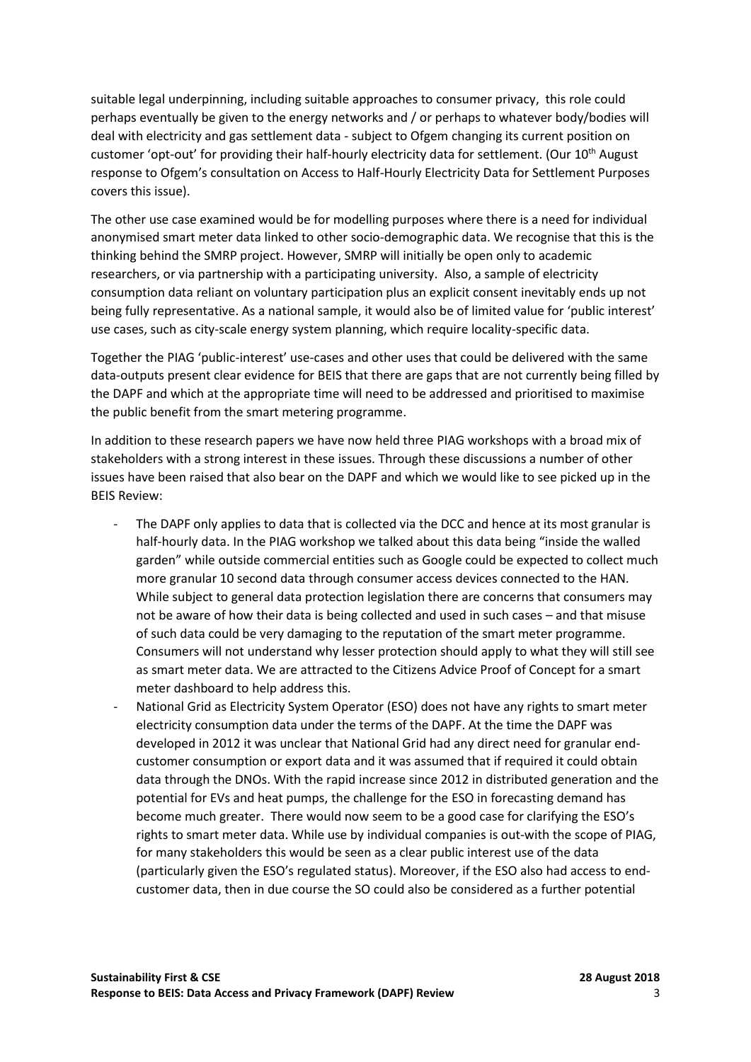suitable legal underpinning, including suitable approaches to consumer privacy, this role could perhaps eventually be given to the energy networks and / or perhaps to whatever body/bodies will deal with electricity and gas settlement data - subject to Ofgem changing its current position on customer 'opt-out' for providing their half-hourly electricity data for settlement. (Our 10th August response to Ofgem's consultation on Access to Half-Hourly Electricity Data for Settlement Purposes covers this issue).

The other use case examined would be for modelling purposes where there is a need for individual anonymised smart meter data linked to other socio-demographic data. We recognise that this is the thinking behind the SMRP project. However, SMRP will initially be open only to academic researchers, or via partnership with a participating university. Also, a sample of electricity consumption data reliant on voluntary participation plus an explicit consent inevitably ends up not being fully representative. As a national sample, it would also be of limited value for 'public interest' use cases, such as city-scale energy system planning, which require locality-specific data.

Together the PIAG 'public-interest' use-cases and other uses that could be delivered with the same data-outputs present clear evidence for BEIS that there are gaps that are not currently being filled by the DAPF and which at the appropriate time will need to be addressed and prioritised to maximise the public benefit from the smart metering programme.

In addition to these research papers we have now held three PIAG workshops with a broad mix of stakeholders with a strong interest in these issues. Through these discussions a number of other issues have been raised that also bear on the DAPF and which we would like to see picked up in the BEIS Review:

- The DAPF only applies to data that is collected via the DCC and hence at its most granular is half-hourly data. In the PIAG workshop we talked about this data being "inside the walled garden" while outside commercial entities such as Google could be expected to collect much more granular 10 second data through consumer access devices connected to the HAN. While subject to general data protection legislation there are concerns that consumers may not be aware of how their data is being collected and used in such cases – and that misuse of such data could be very damaging to the reputation of the smart meter programme. Consumers will not understand why lesser protection should apply to what they will still see as smart meter data. We are attracted to the Citizens Advice Proof of Concept for a smart meter dashboard to help address this.
- National Grid as Electricity System Operator (ESO) does not have any rights to smart meter electricity consumption data under the terms of the DAPF. At the time the DAPF was developed in 2012 it was unclear that National Grid had any direct need for granular end-customer consumption or export data and it was assumed that if required it could obtain data through the DNOs. With the rapid increase since 2012 in distributed generation and the potential for EVs and heat pumps, the challenge for the ESO in forecasting demand has become much greater. There would now seem to be a good case for clarifying the ESO's rights to smart meter data. While use by individual companies is out-with the scope of PIAG, for many stakeholders this would be seen as a clear public interest use of the data (particularly given the ESO's regulated status). Moreover, if the ESO also had access to end-customer data, then in due course the SO could also be considered as a further potential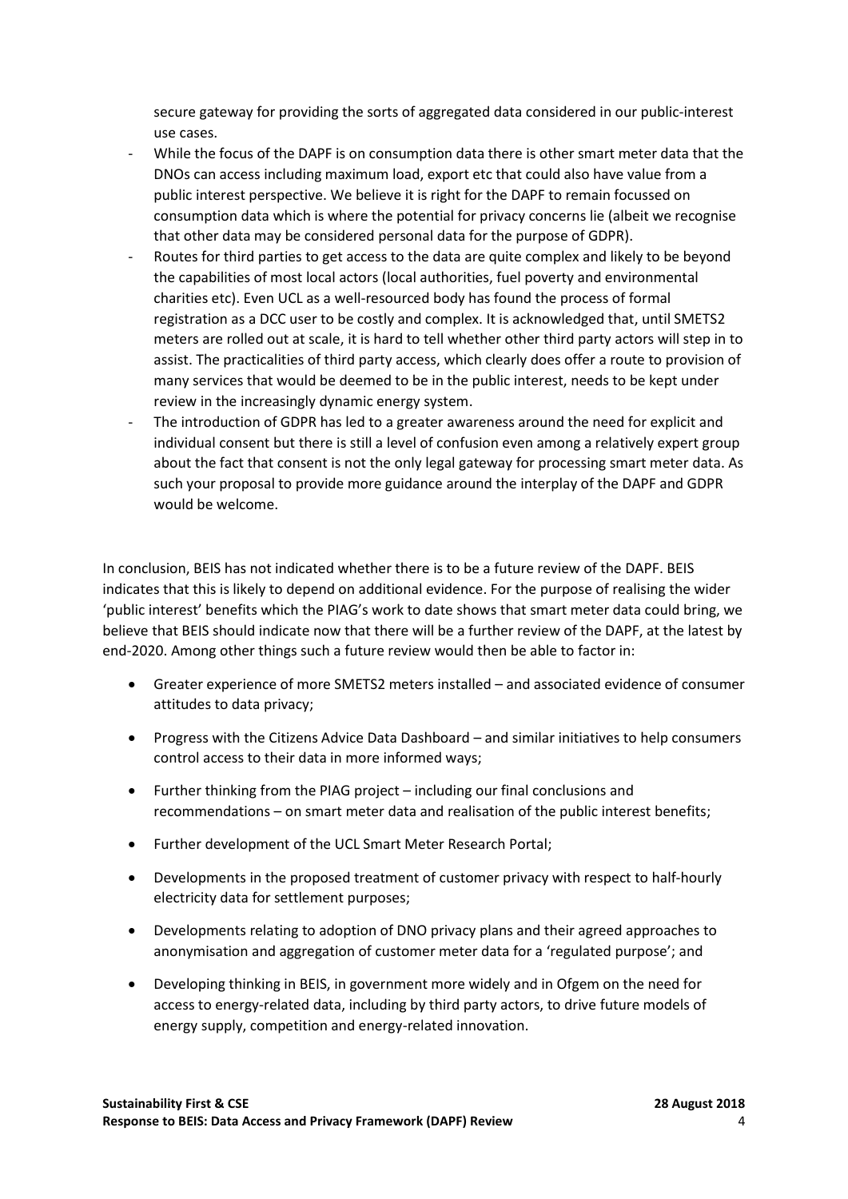secure gateway for providing the sorts of aggregated data considered in our public-interest use cases.

- While the focus of the DAPF is on consumption data there is other smart meter data that the DNOs can access including maximum load, export etc that could also have value from a public interest perspective. We believe it is right for the DAPF to remain focussed on consumption data which is where the potential for privacy concerns lie (albeit we recognise that other data may be considered personal data for the purpose of GDPR).
- Routes for third parties to get access to the data are quite complex and likely to be beyond the capabilities of most local actors (local authorities, fuel poverty and environmental charities etc). Even UCL as a well-resourced body has found the process of formal registration as a DCC user to be costly and complex. It is acknowledged that, until SMETS2 meters are rolled out at scale, it is hard to tell whether other third party actors will step in to assist. The practicalities of third party access, which clearly does offer a route to provision of many services that would be deemed to be in the public interest, needs to be kept under review in the increasingly dynamic energy system.
- The introduction of GDPR has led to a greater awareness around the need for explicit and individual consent but there is still a level of confusion even among a relatively expert group about the fact that consent is not the only legal gateway for processing smart meter data. As such your proposal to provide more guidance around the interplay of the DAPF and GDPR would be welcome.

In conclusion, BEIS has not indicated whether there is to be a future review of the DAPF. BEIS indicates that this is likely to depend on additional evidence. For the purpose of realising the wider 'public interest' benefits which the PIAG's work to date shows that smart meter data could bring, we believe that BEIS should indicate now that there will be a further review of the DAPF, at the latest by end-2020. Among other things such a future review would then be able to factor in:

- Greater experience of more SMETS2 meters installed – and associated evidence of consumer attitudes to data privacy;
- Progress with the Citizens Advice Data Dashboard – and similar initiatives to help consumers control access to their data in more informed ways;
- Further thinking from the PIAG project – including our final conclusions and recommendations – on smart meter data and realisation of the public interest benefits;
- Further development of the UCL Smart Meter Research Portal;
- Developments in the proposed treatment of customer privacy with respect to half-hourly electricity data for settlement purposes;
- Developments relating to adoption of DNO privacy plans and their agreed approaches to anonymisation and aggregation of customer meter data for a 'regulated purpose'; and
- Developing thinking in BEIS, in government more widely and in Ofgem on the need for access to energy-related data, including by third party actors, to drive future models of energy supply, competition and energy-related innovation.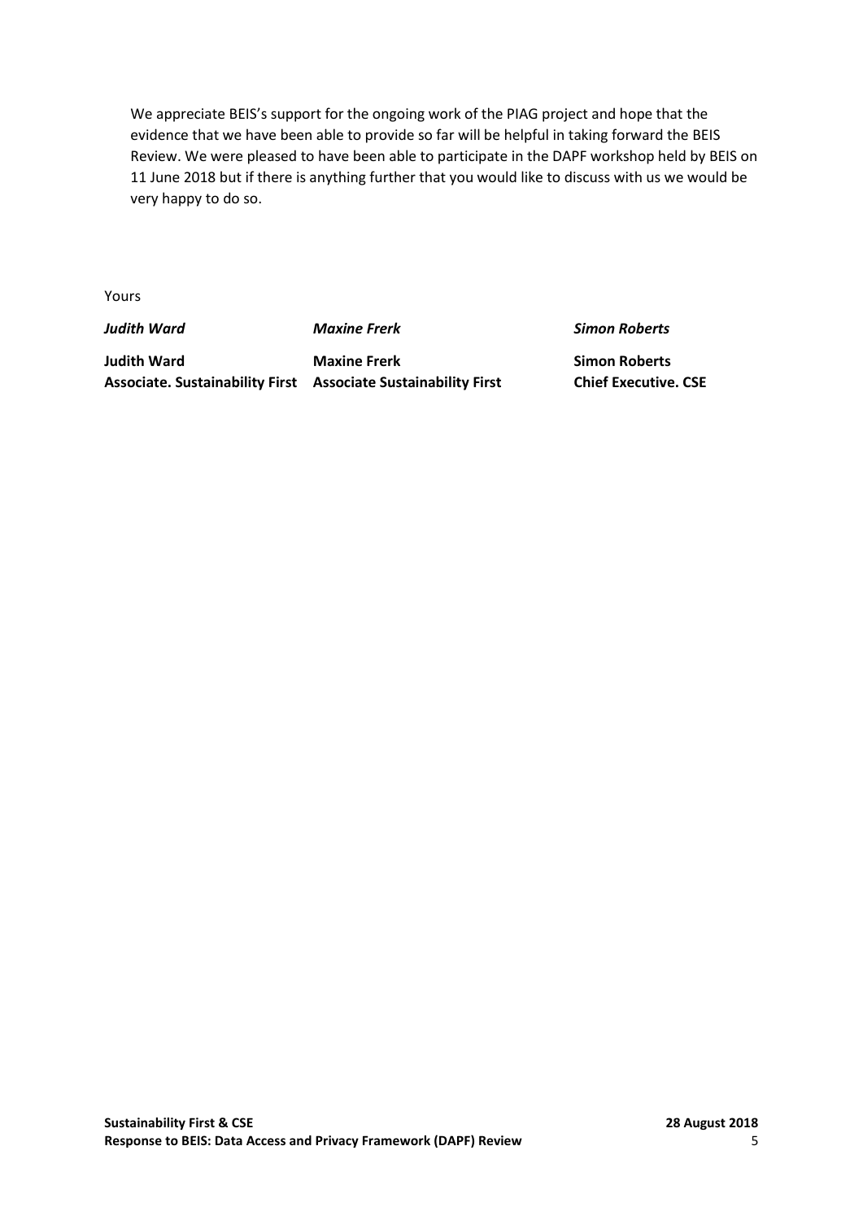We appreciate BEIS's support for the ongoing work of the PIAG project and hope that the evidence that we have been able to provide so far will be helpful in taking forward the BEIS Review. We were pleased to have been able to participate in the DAPF workshop held by BEIS on 11 June 2018 but if there is anything further that you would like to discuss with us we would be very happy to do so.

Yours

| *Judith Ward* | *Maxine Frerk* | *Simon Roberts* |
| --- | --- | --- |
| **Judith Ward** | **Maxine Frerk** | **Simon Roberts** |
| **Associate. Sustainability First** | **Associate Sustainability First** | **Chief Executive. CSE** |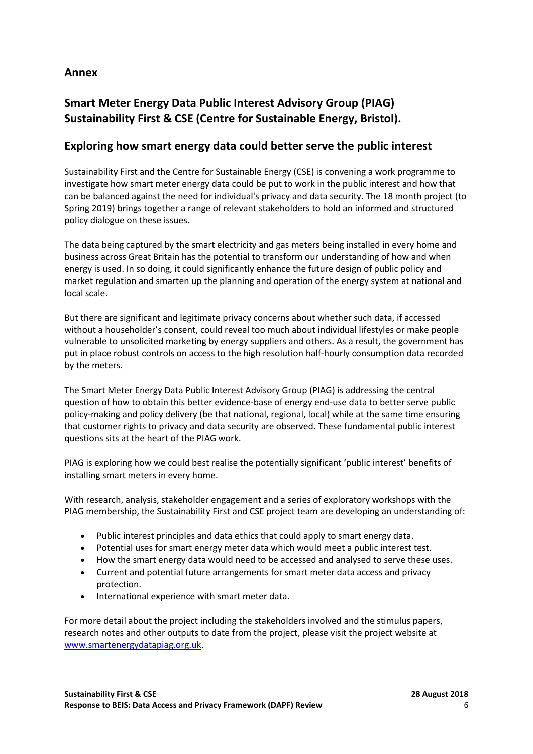## Annex

## Smart Meter Energy Data Public Interest Advisory Group (PIAG) Sustainability First & CSE (Centre for Sustainable Energy, Bristol).

## Exploring how smart energy data could better serve the public interest

Sustainability First and the Centre for Sustainable Energy (CSE) is convening a work programme to investigate how smart meter energy data could be put to work in the public interest and how that can be balanced against the need for individual's privacy and data security. The 18 month project (to Spring 2019) brings together a range of relevant stakeholders to hold an informed and structured policy dialogue on these issues.

The data being captured by the smart electricity and gas meters being installed in every home and business across Great Britain has the potential to transform our understanding of how and when energy is used. In so doing, it could significantly enhance the future design of public policy and market regulation and smarten up the planning and operation of the energy system at national and local scale.

But there are significant and legitimate privacy concerns about whether such data, if accessed without a householder's consent, could reveal too much about individual lifestyles or make people vulnerable to unsolicited marketing by energy suppliers and others. As a result, the government has put in place robust controls on access to the high resolution half-hourly consumption data recorded by the meters.

The Smart Meter Energy Data Public Interest Advisory Group (PIAG) is addressing the central question of how to obtain this better evidence-base of energy end-use data to better serve public policy-making and policy delivery (be that national, regional, local) while at the same time ensuring that customer rights to privacy and data security are observed. These fundamental public interest questions sits at the heart of the PIAG work.

PIAG is exploring how we could best realise the potentially significant 'public interest' benefits of installing smart meters in every home.

With research, analysis, stakeholder engagement and a series of exploratory workshops with the PIAG membership, the Sustainability First and CSE project team are developing an understanding of:

- Public interest principles and data ethics that could apply to smart energy data.
- Potential uses for smart energy meter data which would meet a public interest test.
- How the smart energy data would need to be accessed and analysed to serve these uses.
- Current and potential future arrangements for smart meter data access and privacy protection.
- International experience with smart meter data.

For more detail about the project including the stakeholders involved and the stimulus papers, research notes and other outputs to date from the project, please visit the project website at [www.smartenergydatapiag.org.uk](http://www.smartenergydatapiag.org.uk).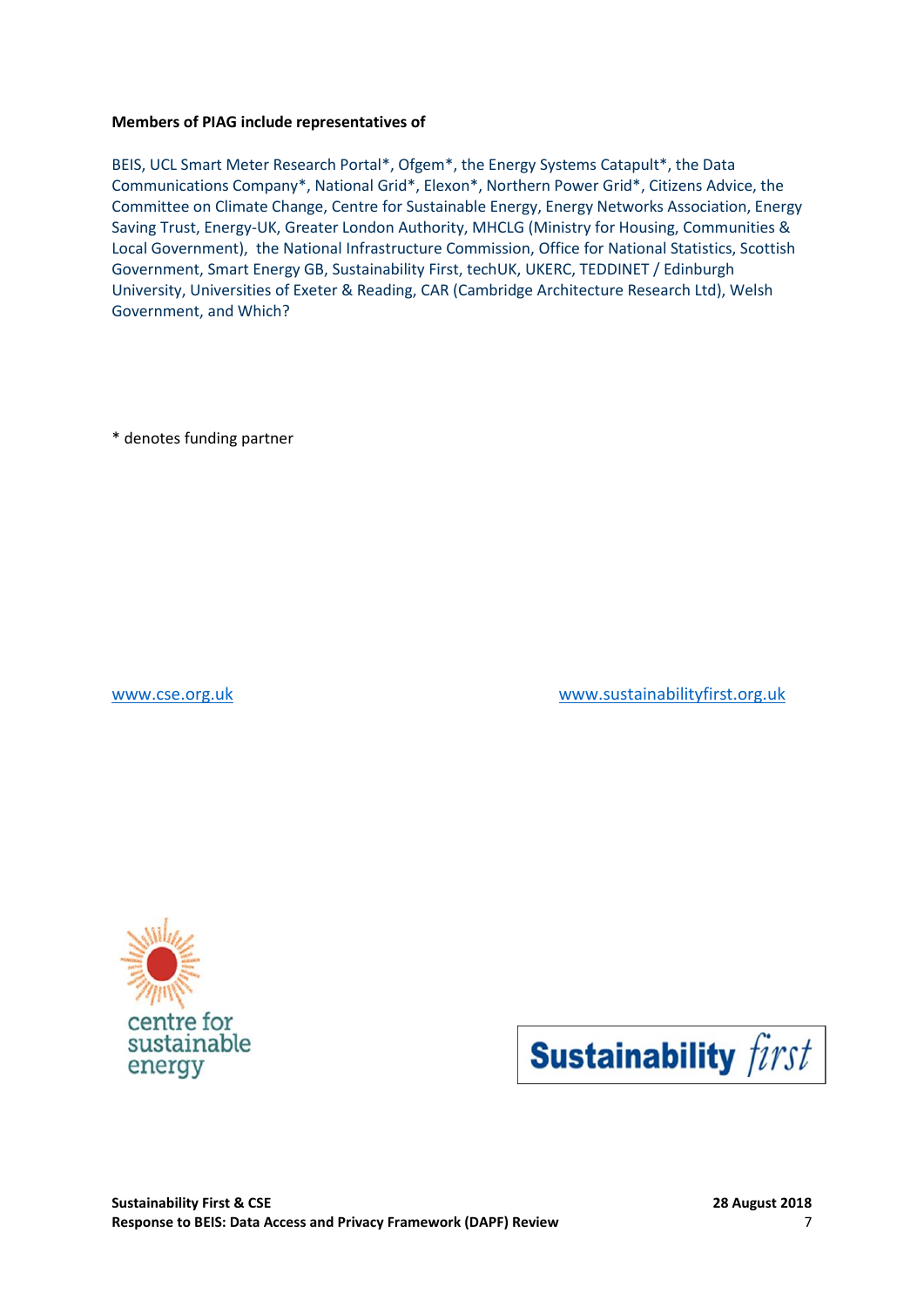**Members of PIAG include representatives of**

BEIS, UCL Smart Meter Research Portal*, Ofgem*, the Energy Systems Catapult*, the Data Communications Company*, National Grid*, Elexon*, Northern Power Grid*, Citizens Advice, the Committee on Climate Change, Centre for Sustainable Energy, Energy Networks Association, Energy Saving Trust, Energy-UK, Greater London Authority, MHCLG (Ministry for Housing, Communities & Local Government), the National Infrastructure Commission, Office for National Statistics, Scottish Government, Smart Energy GB, Sustainability First, techUK, UKERC, TEDDINET / Edinburgh University, Universities of Exeter & Reading, CAR (Cambridge Architecture Research Ltd), Welsh Government, and Which?

* denotes funding partner

www.cse.org.uk

www.sustainabilityfirst.org.uk

centre for sustainable energy

Sustainability first